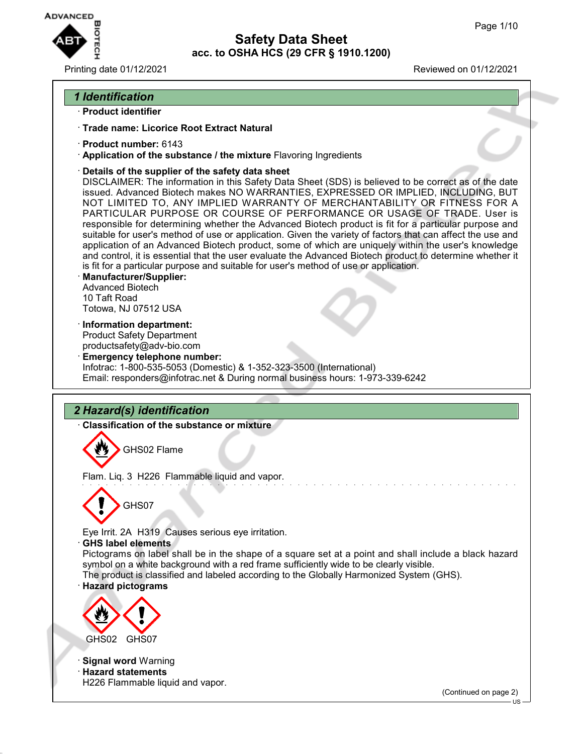# Safety Data Sheet
## acc. to OSHA HCS (29 CFR § 1910.1200)

Printing date 01/12/2021 Reviewed on 01/12/2021

## 1 Identification

· **Product identifier**

· **Trade name: Licorice Root Extract Natural**

· **Product number:** 6143

· **Application of the substance / the mixture** Flavoring Ingredients

· **Details of the supplier of the safety data sheet**
DISCLAIMER: The information in this Safety Data Sheet (SDS) is believed to be correct as of the date issued. Advanced Biotech makes NO WARRANTIES, EXPRESSED OR IMPLIED, INCLUDING, BUT NOT LIMITED TO, ANY IMPLIED WARRANTY OF MERCHANTABILITY OR FITNESS FOR A PARTICULAR PURPOSE OR COURSE OF PERFORMANCE OR USAGE OF TRADE. User is responsible for determining whether the Advanced Biotech product is fit for a particular purpose and suitable for user's method of use or application. Given the variety of factors that can affect the use and application of an Advanced Biotech product, some of which are uniquely within the user's knowledge and control, it is essential that the user evaluate the Advanced Biotech product to determine whether it is fit for a particular purpose and suitable for user's method of use or application.

· **Manufacturer/Supplier:**
Advanced Biotech
10 Taft Road
Totowa, NJ 07512 USA

· **Information department:**
Product Safety Department
productsafety@adv-bio.com

· **Emergency telephone number:**
Infotrac: 1-800-535-5053 (Domestic) & 1-352-323-3500 (International)
Email: responders@infotrac.net & During normal business hours: 1-973-339-6242

## 2 Hazard(s) identification

· **Classification of the substance or mixture**

GHS02 Flame

Flam. Liq. 3 H226 Flammable liquid and vapor.

GHS07

Eye Irrit. 2A H319 Causes serious eye irritation.

· **GHS label elements**
Pictograms on label shall be in the shape of a square set at a point and shall include a black hazard symbol on a white background with a red frame sufficiently wide to be clearly visible.
The product is classified and labeled according to the Globally Harmonized System (GHS).

· **Hazard pictograms**

GHS02 GHS07

· **Signal word** Warning

· **Hazard statements**
H226 Flammable liquid and vapor.

(Continued on page 2)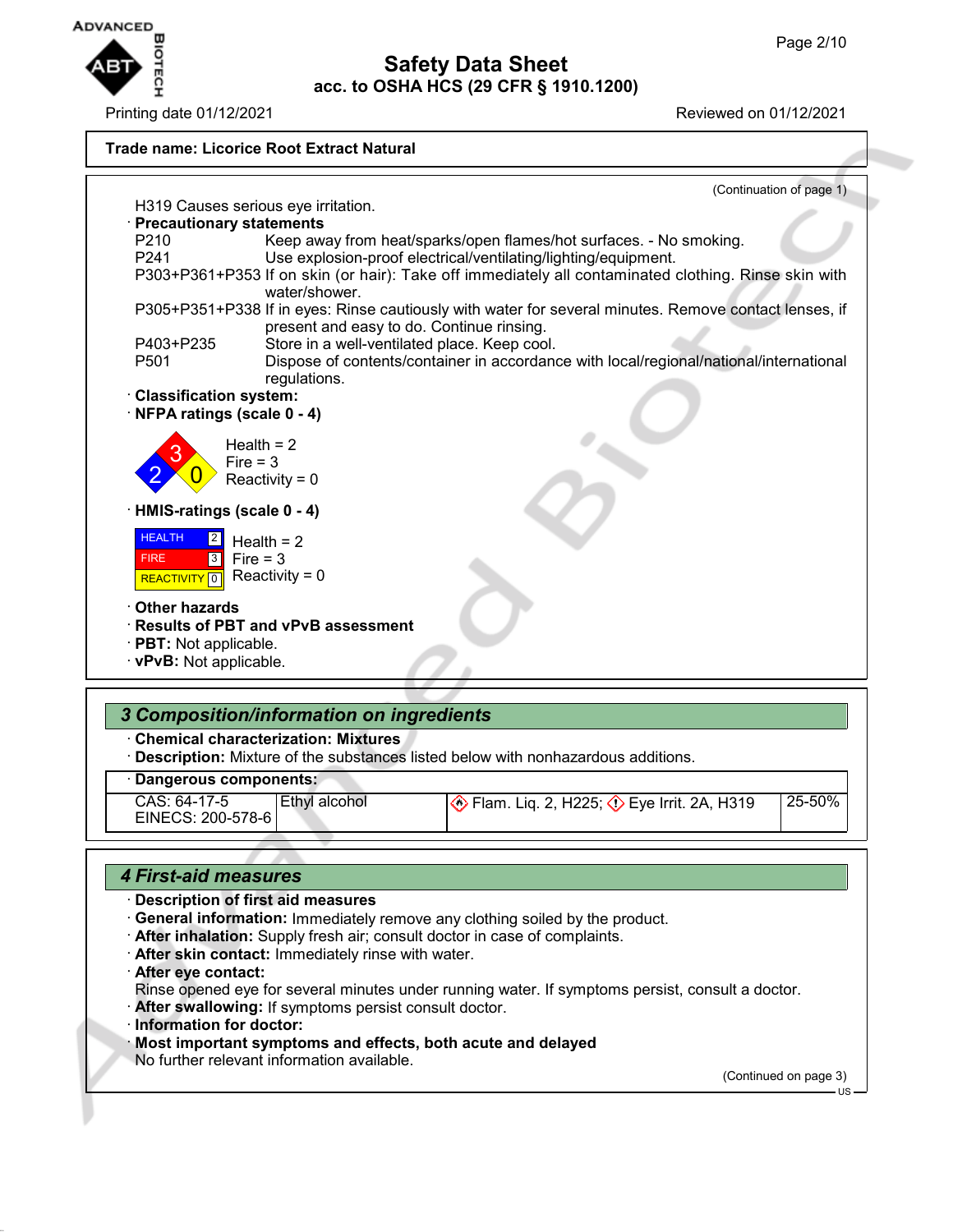**Trade name: Licorice Root Extract Natural**

(Continuation of page 1)

H319 Causes serious eye irritation.

· **Precautionary statements**

| | |
|---|---|
| P210 | Keep away from heat/sparks/open flames/hot surfaces. - No smoking. |
| P241 | Use explosion-proof electrical/ventilating/lighting/equipment. |
| P303+P361+P353 | If on skin (or hair): Take off immediately all contaminated clothing. Rinse skin with water/shower. |
| P305+P351+P338 | If in eyes: Rinse cautiously with water for several minutes. Remove contact lenses, if present and easy to do. Continue rinsing. |
| P403+P235 | Store in a well-ventilated place. Keep cool. |
| P501 | Dispose of contents/container in accordance with local/regional/national/international regulations. |

· **Classification system:**

· **NFPA ratings (scale 0 - 4)**

Health = 2
Fire = 3
Reactivity = 0

· **HMIS-ratings (scale 0 - 4)**

| | |
|---|---|
| HEALTH | 2 |
| FIRE | 3 |
| REACTIVITY | 0 |

Health = 2
Fire = 3
Reactivity = 0

· **Other hazards**

· **Results of PBT and vPvB assessment**

· **PBT:** Not applicable.

· **vPvB:** Not applicable.

## *3 Composition/information on ingredients*

· **Chemical characterization: Mixtures**

· **Description:** Mixture of the substances listed below with nonhazardous additions.

· **Dangerous components:**

| | | | |
|---|---|---|---|
| CAS: 64-17-5<br>EINECS: 200-578-6 | Ethyl alcohol | Flam. Liq. 2, H225; Eye Irrit. 2A, H319 | 25-50% |

## *4 First-aid measures*

· **Description of first aid measures**

· **General information:** Immediately remove any clothing soiled by the product.

· **After inhalation:** Supply fresh air; consult doctor in case of complaints.

· **After skin contact:** Immediately rinse with water.

· **After eye contact:**
Rinse opened eye for several minutes under running water. If symptoms persist, consult a doctor.

· **After swallowing:** If symptoms persist consult doctor.

· **Information for doctor:**

· **Most important symptoms and effects, both acute and delayed**
No further relevant information available.

(Continued on page 3)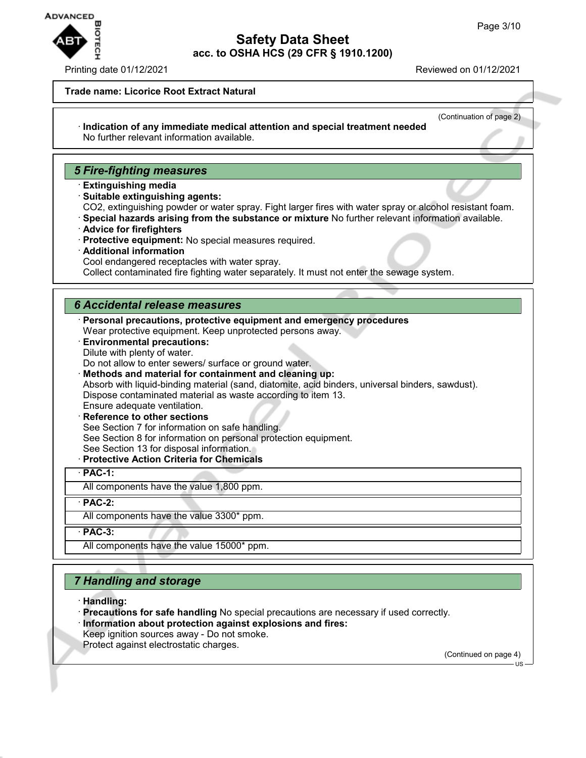**Trade name: Licorice Root Extract Natural**

(Continuation of page 2)

· **Indication of any immediate medical attention and special treatment needed**
No further relevant information available.

## 5 Fire-fighting measures

· **Extinguishing media**
· **Suitable extinguishing agents:**
$CO_2$, extinguishing powder or water spray. Fight larger fires with water spray or alcohol resistant foam.
· **Special hazards arising from the substance or mixture** No further relevant information available.
· **Advice for firefighters**
· **Protective equipment:** No special measures required.
· **Additional information**
Cool endangered receptacles with water spray.
Collect contaminated fire fighting water separately. It must not enter the sewage system.

## 6 Accidental release measures

· **Personal precautions, protective equipment and emergency procedures**
Wear protective equipment. Keep unprotected persons away.
· **Environmental precautions:**
Dilute with plenty of water.
Do not allow to enter sewers/ surface or ground water.
· **Methods and material for containment and cleaning up:**
Absorb with liquid-binding material (sand, diatomite, acid binders, universal binders, sawdust).
Dispose contaminated material as waste according to item 13.
Ensure adequate ventilation.
· **Reference to other sections**
See Section 7 for information on safe handling.
See Section 8 for information on personal protection equipment.
See Section 13 for disposal information.
· **Protective Action Criteria for Chemicals**

· **PAC-1:**
All components have the value 1,800 ppm.

· **PAC-2:**
All components have the value 3300* ppm.

· **PAC-3:**
All components have the value 15000* ppm.

## 7 Handling and storage

· **Handling:**
· **Precautions for safe handling** No special precautions are necessary if used correctly.
· **Information about protection against explosions and fires:**
Keep ignition sources away - Do not smoke.
Protect against electrostatic charges.

(Continued on page 4)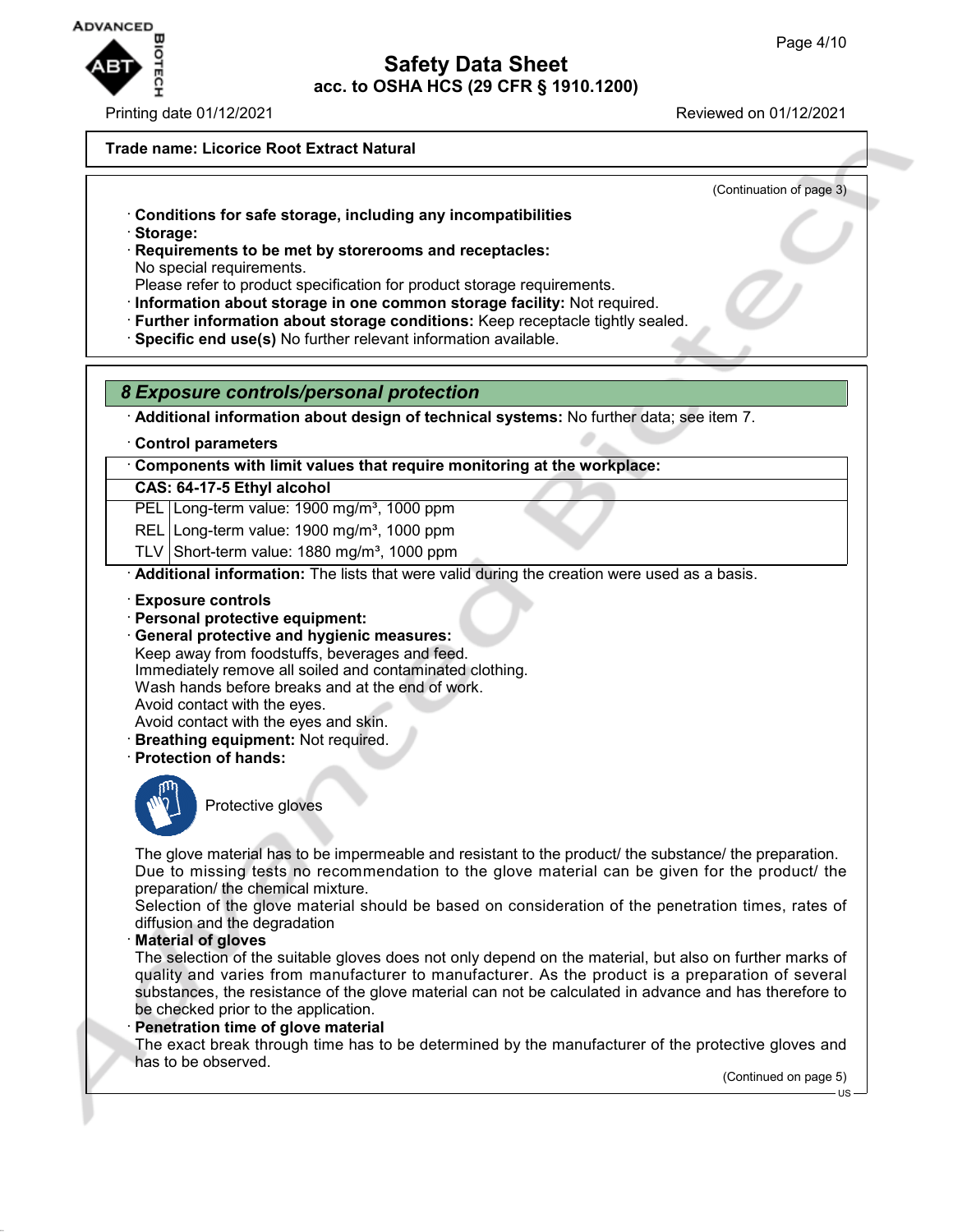Trade name: Licorice Root Extract Natural

(Continuation of page 3)

· **Conditions for safe storage, including any incompatibilities**
· **Storage:**
· **Requirements to be met by storerooms and receptacles:**
No special requirements.
Please refer to product specification for product storage requirements.
· **Information about storage in one common storage facility:** Not required.
· **Further information about storage conditions:** Keep receptacle tightly sealed.
· **Specific end use(s)** No further relevant information available.

## *8 Exposure controls/personal protection*

· **Additional information about design of technical systems:** No further data; see item 7.

· **Control parameters**

| · Components with limit values that require monitoring at the workplace: | |
|---|---|
| **CAS: 64-17-5 Ethyl alcohol** | |
| PEL | Long-term value: 1900 mg/m³, 1000 ppm |
| REL | Long-term value: 1900 mg/m³, 1000 ppm |
| TLV | Short-term value: 1880 mg/m³, 1000 ppm |

· **Additional information:** The lists that were valid during the creation were used as a basis.

· **Exposure controls**
· **Personal protective equipment:**
· **General protective and hygienic measures:**
Keep away from foodstuffs, beverages and feed.
Immediately remove all soiled and contaminated clothing.
Wash hands before breaks and at the end of work.
Avoid contact with the eyes.
Avoid contact with the eyes and skin.
· **Breathing equipment:** Not required.
· **Protection of hands:**

Protective gloves

The glove material has to be impermeable and resistant to the product/ the substance/ the preparation.
Due to missing tests no recommendation to the glove material can be given for the product/ the preparation/ the chemical mixture.
Selection of the glove material should be based on consideration of the penetration times, rates of diffusion and the degradation
· **Material of gloves**
The selection of the suitable gloves does not only depend on the material, but also on further marks of quality and varies from manufacturer to manufacturer. As the product is a preparation of several substances, the resistance of the glove material can not be calculated in advance and has therefore to be checked prior to the application.
· **Penetration time of glove material**
The exact break through time has to be determined by the manufacturer of the protective gloves and has to be observed.

(Continued on page 5)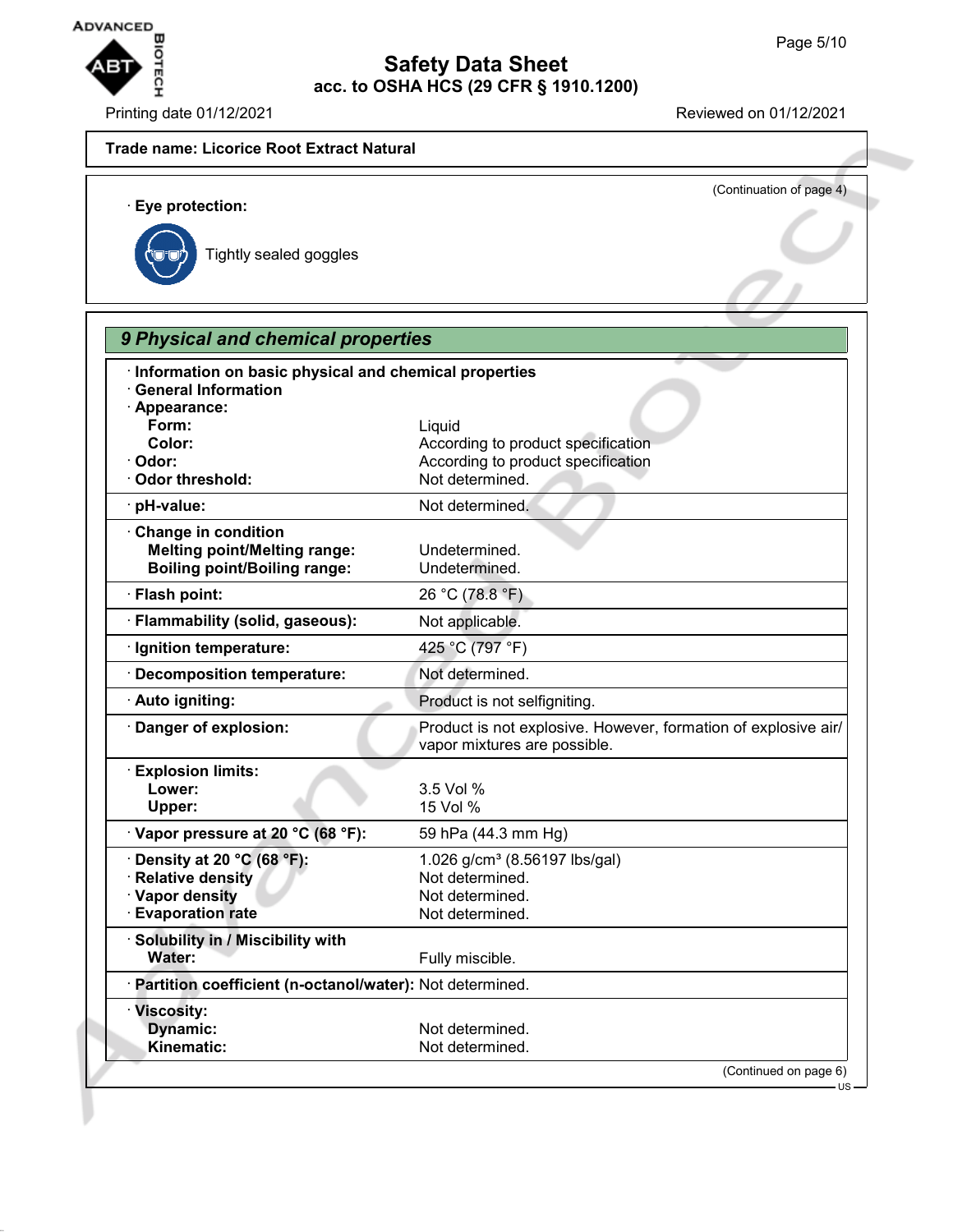**Trade name: Licorice Root Extract Natural**

(Continuation of page 4)

· **Eye protection:**

Tightly sealed goggles

## 9 Physical and chemical properties

· **Information on basic physical and chemical properties**
· **General Information**

| Property | Value |
|---|---|
| · **Appearance:** | |
| **Form:** | Liquid |
| **Color:** | According to product specification |
| · **Odor:** | According to product specification |
| · **Odor threshold:** | Not determined. |
| · **pH-value:** | Not determined. |
| · **Change in condition** | |
| **Melting point/Melting range:** | Undetermined. |
| **Boiling point/Boiling range:** | Undetermined. |
| · **Flash point:** | 26 °C (78.8 °F) |
| · **Flammability (solid, gaseous):** | Not applicable. |
| · **Ignition temperature:** | 425 °C (797 °F) |
| · **Decomposition temperature:** | Not determined. |
| · **Auto igniting:** | Product is not selfigniting. |
| · **Danger of explosion:** | Product is not explosive. However, formation of explosive air/vapor mixtures are possible. |
| · **Explosion limits:** | |
| **Lower:** | 3.5 Vol % |
| **Upper:** | 15 Vol % |
| · **Vapor pressure at 20 °C (68 °F):** | 59 hPa (44.3 mm Hg) |
| · **Density at 20 °C (68 °F):** | 1.026 g/cm³ (8.56197 lbs/gal) |
| · **Relative density** | Not determined. |
| · **Vapor density** | Not determined. |
| · **Evaporation rate** | Not determined. |
| · **Solubility in / Miscibility with** | |
| **Water:** | Fully miscible. |
| · **Partition coefficient (n-octanol/water):** | Not determined. |
| · **Viscosity:** | |
| **Dynamic:** | Not determined. |
| **Kinematic:** | Not determined. |

(Continued on page 6)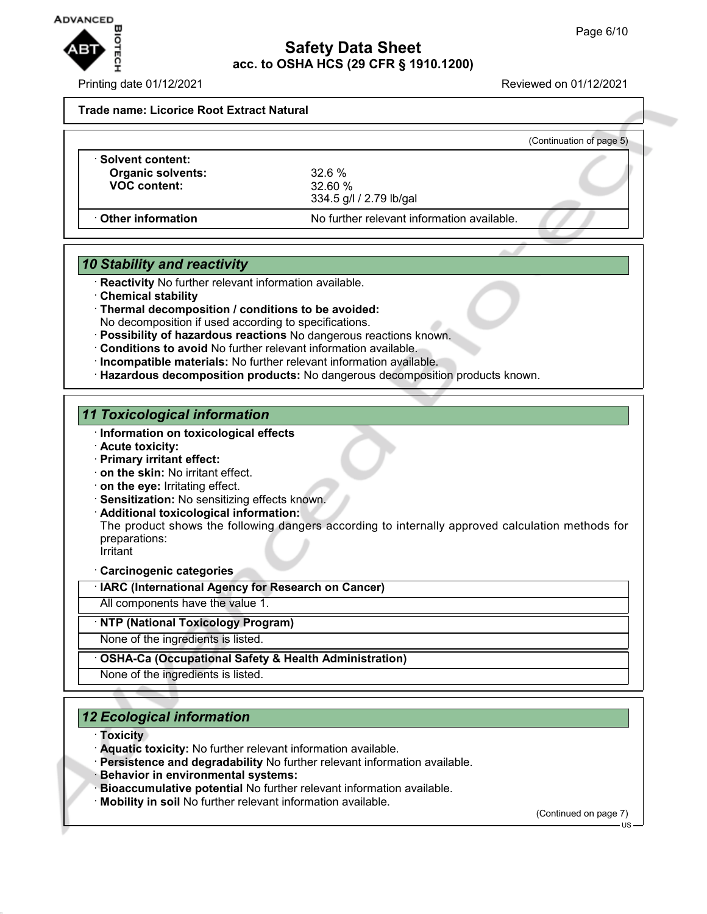Trade name: Licorice Root Extract Natural

(Continuation of page 5)

| | |
|---|---|
| · **Solvent content:** | |
| **Organic solvents:** | 32.6 % |
| **VOC content:** | 32.60 %<br>334.5 g/l / 2.79 lb/gal |
| · **Other information** | No further relevant information available. |

## 10 Stability and reactivity

· **Reactivity** No further relevant information available.
· **Chemical stability**
· **Thermal decomposition / conditions to be avoided:**
No decomposition if used according to specifications.
· **Possibility of hazardous reactions** No dangerous reactions known.
· **Conditions to avoid** No further relevant information available.
· **Incompatible materials:** No further relevant information available.
· **Hazardous decomposition products:** No dangerous decomposition products known.

## 11 Toxicological information

· **Information on toxicological effects**
· **Acute toxicity:**
· **Primary irritant effect:**
· **on the skin:** No irritant effect.
· **on the eye:** Irritating effect.
· **Sensitization:** No sensitizing effects known.
· **Additional toxicological information:**
The product shows the following dangers according to internally approved calculation methods for preparations:
Irritant

· **Carcinogenic categories**

· **IARC (International Agency for Research on Cancer)**
All components have the value 1.

· **NTP (National Toxicology Program)**
None of the ingredients is listed.

· **OSHA-Ca (Occupational Safety & Health Administration)**
None of the ingredients is listed.

## 12 Ecological information

· **Toxicity**
· **Aquatic toxicity:** No further relevant information available.
· **Persistence and degradability** No further relevant information available.
· **Behavior in environmental systems:**
· **Bioaccumulative potential** No further relevant information available.
· **Mobility in soil** No further relevant information available.

(Continued on page 7)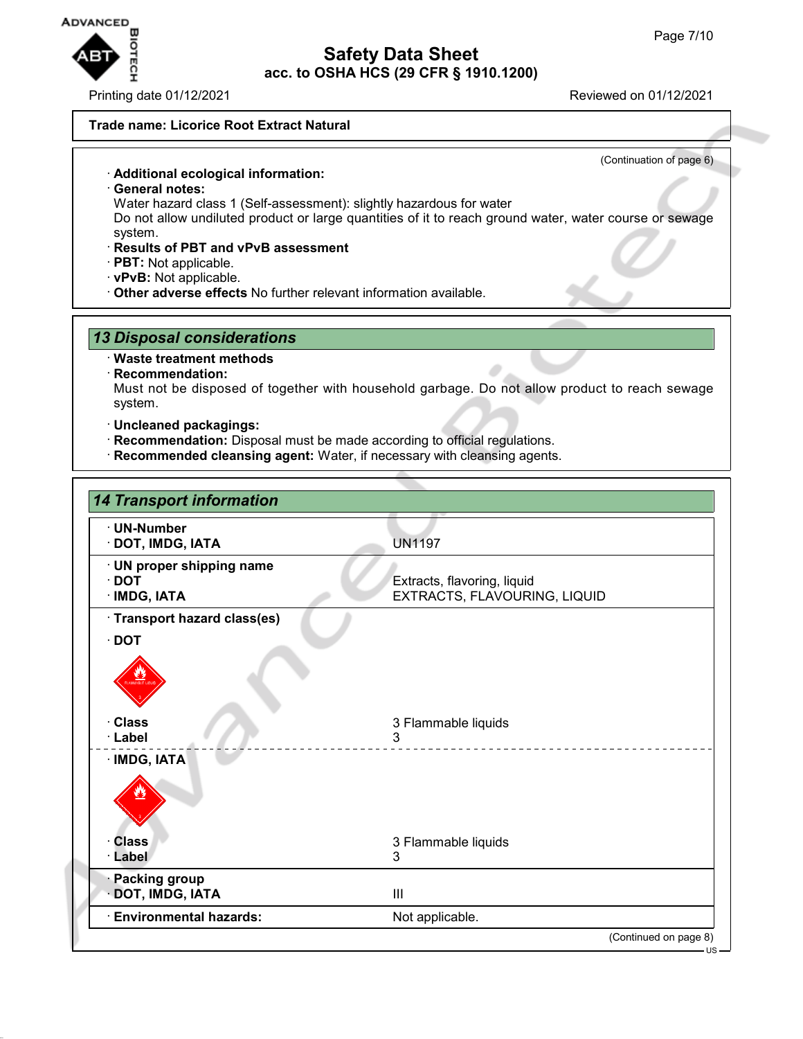**Trade name: Licorice Root Extract Natural**

(Continuation of page 6)

· **Additional ecological information:**
· **General notes:**
Water hazard class 1 (Self-assessment): slightly hazardous for water
Do not allow undiluted product or large quantities of it to reach ground water, water course or sewage system.
· **Results of PBT and vPvB assessment**
· **PBT:** Not applicable.
· **vPvB:** Not applicable.
· **Other adverse effects** No further relevant information available.

## *13 Disposal considerations*

· **Waste treatment methods**
· **Recommendation:**
Must not be disposed of together with household garbage. Do not allow product to reach sewage system.

· **Uncleaned packagings:**
· **Recommendation:** Disposal must be made according to official regulations.
· **Recommended cleansing agent:** Water, if necessary with cleansing agents.

## *14 Transport information*

| | |
|---|---|
| · **UN-Number**<br>· **DOT, IMDG, IATA** | UN1197 |
| · **UN proper shipping name**<br>· **DOT**<br>· **IMDG, IATA** | Extracts, flavoring, liquid<br>EXTRACTS, FLAVOURING, LIQUID |
| · **Transport hazard class(es)** | |
| · **DOT** | |
| · **Class**<br>· **Label** | 3 Flammable liquids<br>3 |
| · **IMDG, IATA** | |
| · **Class**<br>· **Label** | 3 Flammable liquids<br>3 |
| · **Packing group**<br>· **DOT, IMDG, IATA** | III |
| · **Environmental hazards:** | Not applicable. |

(Continued on page 8)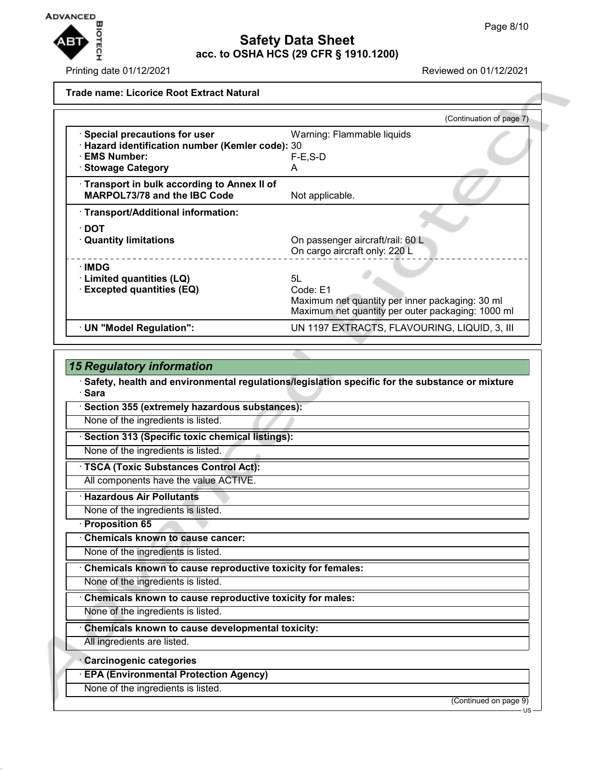## Safety Data Sheet
### acc. to OSHA HCS (29 CFR § 1910.1200)

Printing date 01/12/2021 Reviewed on 01/12/2021

**Trade name: Licorice Root Extract Natural**

(Continuation of page 7)

| | |
|---|---|
| · **Special precautions for user** | Warning: Flammable liquids |
| · **Hazard identification number (Kemler code):** | 30 |
| · **EMS Number:** | F-E,S-D |
| · **Stowage Category** | A |
| · **Transport in bulk according to Annex II of MARPOL73/78 and the IBC Code** | Not applicable. |
| · **Transport/Additional information:** | |
| · **DOT** | |
| · **Quantity limitations** | On passenger aircraft/rail: 60 L<br>On cargo aircraft only: 220 L |
| · **IMDG** | |
| · **Limited quantities (LQ)** | 5L |
| · **Excepted quantities (EQ)** | Code: E1<br>Maximum net quantity per inner packaging: 30 ml<br>Maximum net quantity per outer packaging: 1000 ml |
| · **UN "Model Regulation":** | UN 1197 EXTRACTS, FLAVOURING, LIQUID, 3, III |

## *15 Regulatory information*

· **Safety, health and environmental regulations/legislation specific for the substance or mixture**

· **Sara**

· **Section 355 (extremely hazardous substances):**

None of the ingredients is listed.

· **Section 313 (Specific toxic chemical listings):**

None of the ingredients is listed.

· **TSCA (Toxic Substances Control Act):**

All components have the value ACTIVE.

· **Hazardous Air Pollutants**

None of the ingredients is listed.

· **Proposition 65**

· **Chemicals known to cause cancer:**

None of the ingredients is listed.

· **Chemicals known to cause reproductive toxicity for females:**

None of the ingredients is listed.

· **Chemicals known to cause reproductive toxicity for males:**

None of the ingredients is listed.

· **Chemicals known to cause developmental toxicity:**

All ingredients are listed.

· **Carcinogenic categories**

· **EPA (Environmental Protection Agency)**

None of the ingredients is listed.

(Continued on page 9)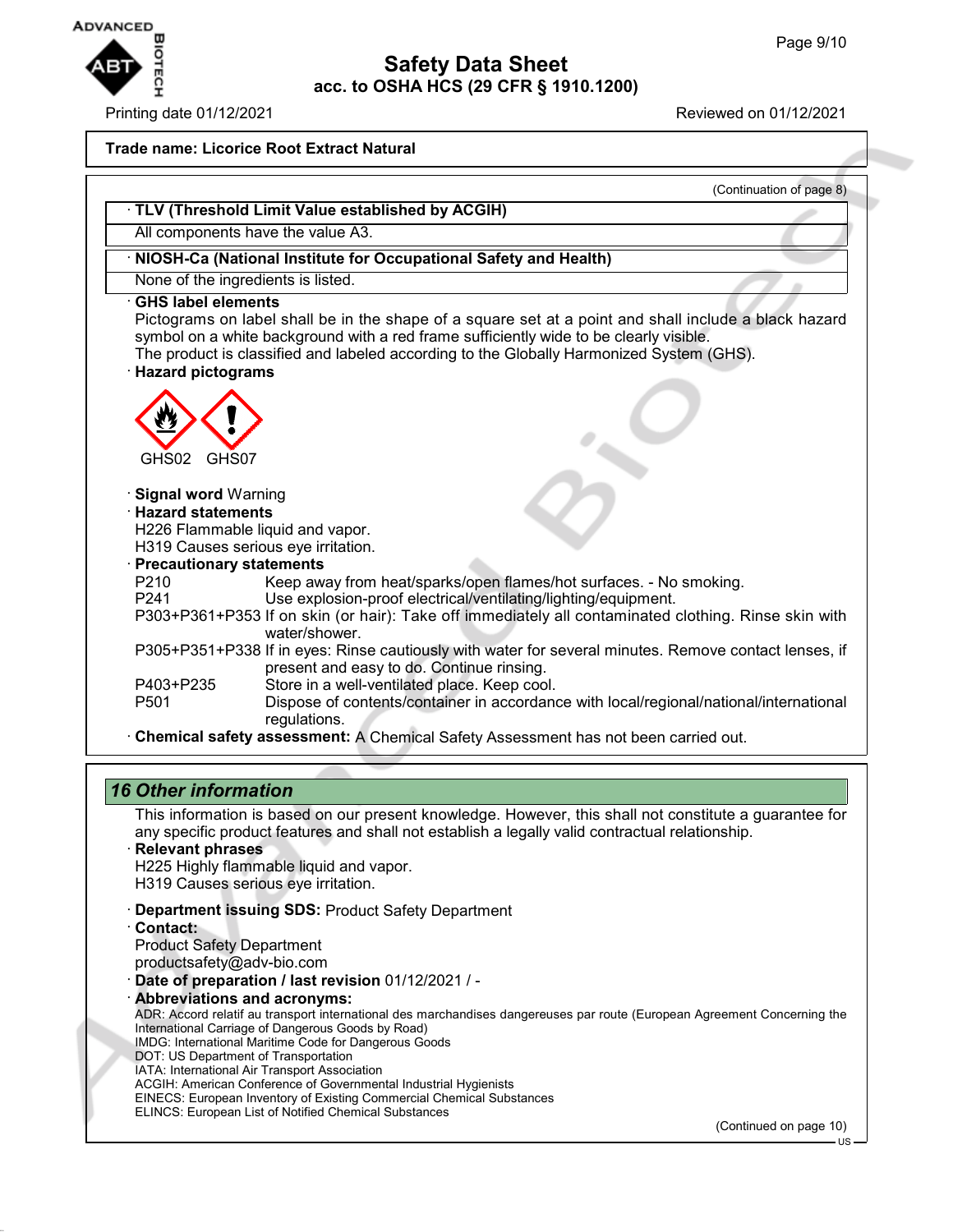**Trade name: Licorice Root Extract Natural**

(Continuation of page 8)

· **TLV (Threshold Limit Value established by ACGIH)**

All components have the value A3.

· **NIOSH-Ca (National Institute for Occupational Safety and Health)**

None of the ingredients is listed.

· **GHS label elements**

Pictograms on label shall be in the shape of a square set at a point and shall include a black hazard symbol on a white background with a red frame sufficiently wide to be clearly visible.
The product is classified and labeled according to the Globally Harmonized System (GHS).

· **Hazard pictograms**

GHS02 GHS07

· **Signal word** Warning

· **Hazard statements**

H226 Flammable liquid and vapor.
H319 Causes serious eye irritation.

· **Precautionary statements**

| | |
|---|---|
| P210 | Keep away from heat/sparks/open flames/hot surfaces. - No smoking. |
| P241 | Use explosion-proof electrical/ventilating/lighting/equipment. |
| P303+P361+P353 | If on skin (or hair): Take off immediately all contaminated clothing. Rinse skin with water/shower. |
| P305+P351+P338 | If in eyes: Rinse cautiously with water for several minutes. Remove contact lenses, if present and easy to do. Continue rinsing. |
| P403+P235 | Store in a well-ventilated place. Keep cool. |
| P501 | Dispose of contents/container in accordance with local/regional/national/international regulations. |

· **Chemical safety assessment:** A Chemical Safety Assessment has not been carried out.

## 16 Other information

This information is based on our present knowledge. However, this shall not constitute a guarantee for any specific product features and shall not establish a legally valid contractual relationship.

· **Relevant phrases**

H225 Highly flammable liquid and vapor.
H319 Causes serious eye irritation.

· **Department issuing SDS:** Product Safety Department

· **Contact:**

Product Safety Department
productsafety@adv-bio.com

· **Date of preparation / last revision** 01/12/2021 / -

· **Abbreviations and acronyms:**

ADR: Accord relatif au transport international des marchandises dangereuses par route (European Agreement Concerning the International Carriage of Dangerous Goods by Road)
IMDG: International Maritime Code for Dangerous Goods
DOT: US Department of Transportation
IATA: International Air Transport Association
ACGIH: American Conference of Governmental Industrial Hygienists
EINECS: European Inventory of Existing Commercial Chemical Substances
ELINCS: European List of Notified Chemical Substances

(Continued on page 10)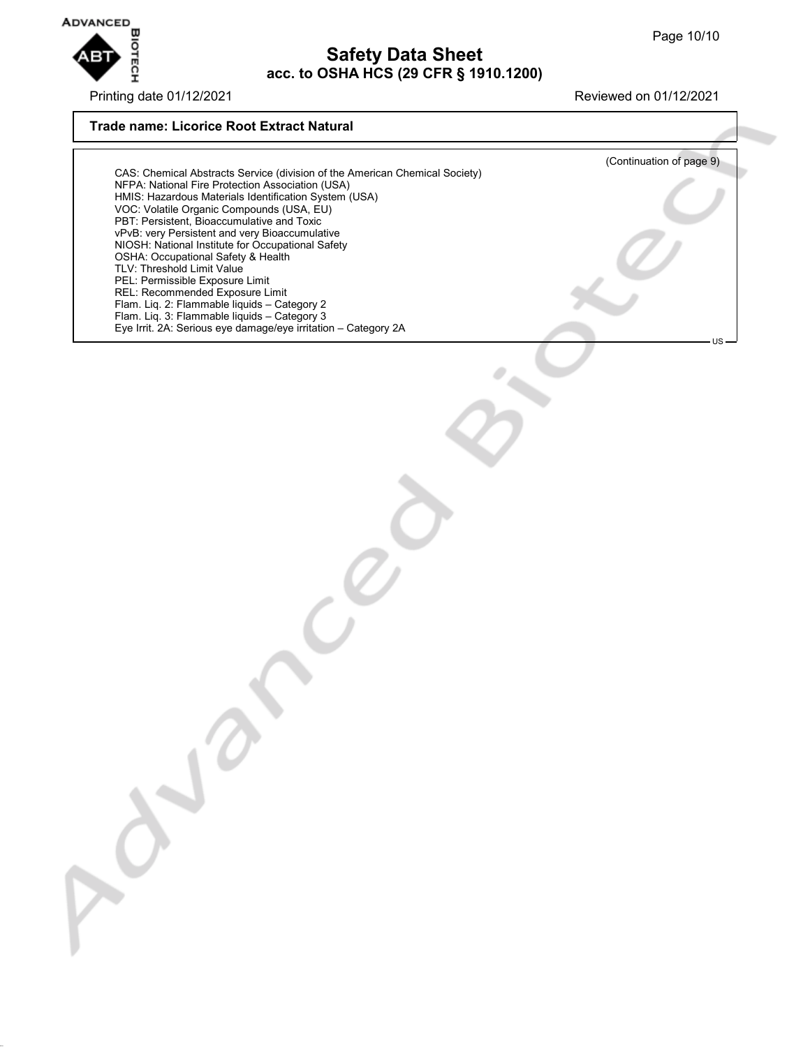**Trade name: Licorice Root Extract Natural**

(Continuation of page 9)

CAS: Chemical Abstracts Service (division of the American Chemical Society)
NFPA: National Fire Protection Association (USA)
HMIS: Hazardous Materials Identification System (USA)
VOC: Volatile Organic Compounds (USA, EU)
PBT: Persistent, Bioaccumulative and Toxic
vPvB: very Persistent and very Bioaccumulative
NIOSH: National Institute for Occupational Safety
OSHA: Occupational Safety & Health
TLV: Threshold Limit Value
PEL: Permissible Exposure Limit
REL: Recommended Exposure Limit
Flam. Liq. 2: Flammable liquids – Category 2
Flam. Liq. 3: Flammable liquids – Category 3
Eye Irrit. 2A: Serious eye damage/eye irritation – Category 2A